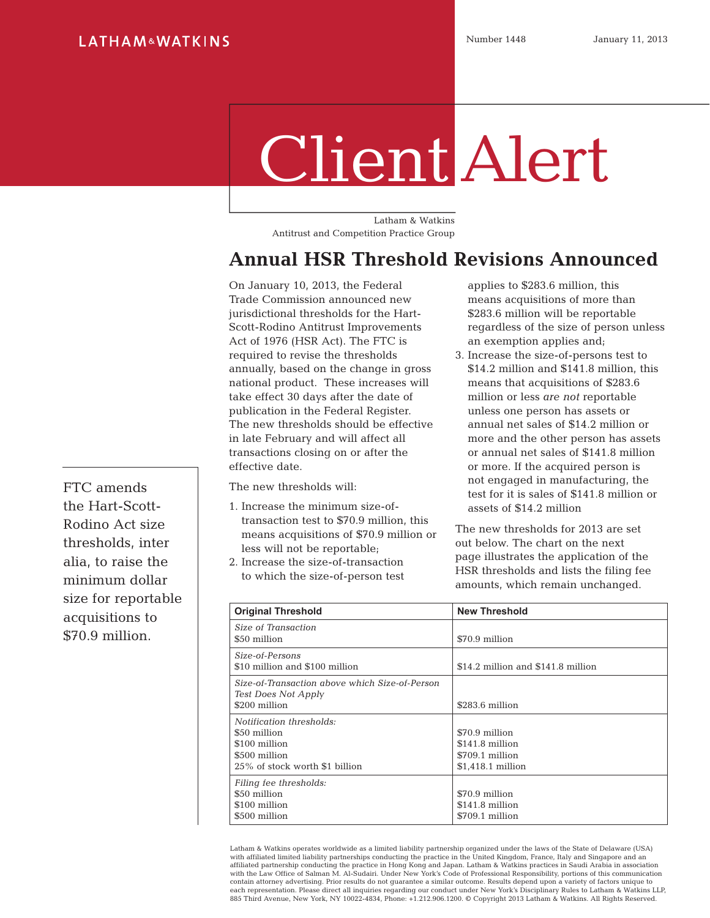LATHAM & WATKINS

Number 1448 January 11, 2013

# Client Alert

Latham & Watkins
Antitrust and Competition Practice Group

## Annual HSR Threshold Revisions Announced

FTC amends the Hart-Scott-Rodino Act size thresholds, inter alia, to raise the minimum dollar size for reportable acquisitions to $70.9 million.

On January 10, 2013, the Federal Trade Commission announced new jurisdictional thresholds for the Hart-Scott-Rodino Antitrust Improvements Act of 1976 (HSR Act). The FTC is required to revise the thresholds annually, based on the change in gross national product. These increases will take effect 30 days after the date of publication in the Federal Register. The new thresholds should be effective in late February and will affect all transactions closing on or after the effective date.

The new thresholds will:

1. Increase the minimum size-of-transaction test to $70.9 million, this means acquisitions of $70.9 million or less will not be reportable;
2. Increase the size-of-transaction to which the size-of-person test applies to $283.6 million, this means acquisitions of more than $283.6 million will be reportable regardless of the size of person unless an exemption applies and;
3. Increase the size-of-persons test to $14.2 million and $141.8 million, this means that acquisitions of $283.6 million or less *are not* reportable unless one person has assets or annual net sales of $14.2 million or more and the other person has assets or annual net sales of $141.8 million or more. If the acquired person is not engaged in manufacturing, the test for it is sales of $141.8 million or assets of $14.2 million

The new thresholds for 2013 are set out below. The chart on the next page illustrates the application of the HSR thresholds and lists the filing fee amounts, which remain unchanged.

| Original Threshold | New Threshold |
|---|---|
| *Size of Transaction*<br>$50 million | $70.9 million |
| *Size-of-Persons*<br>$10 million and $100 million | $14.2 million and $141.8 million |
| *Size-of-Transaction above which Size-of-Person Test Does Not Apply*<br>$200 million | $283.6 million |
| *Notification thresholds:*<br>$50 million<br>$100 million<br>$500 million<br>25% of stock worth $1 billion | <br>$70.9 million<br>$141.8 million<br>$709.1 million<br>$1,418.1 million |
| *Filing fee thresholds:*<br>$50 million<br>$100 million<br>$500 million | <br>$70.9 million<br>$141.8 million<br>$709.1 million |

Latham & Watkins operates worldwide as a limited liability partnership organized under the laws of the State of Delaware (USA) with affiliated limited liability partnerships conducting the practice in the United Kingdom, France, Italy and Singapore and an affiliated partnership conducting the practice in Hong Kong and Japan. Latham & Watkins practices in Saudi Arabia in association with the Law Office of Salman M. Al-Sudairi. Under New York's Code of Professional Responsibility, portions of this communication contain attorney advertising. Prior results do not guarantee a similar outcome. Results depend upon a variety of factors unique to each representation. Please direct all inquiries regarding our conduct under New York's Disciplinary Rules to Latham & Watkins LLP, 885 Third Avenue, New York, NY 10022-4834, Phone: +1.212.906.1200. © Copyright 2013 Latham & Watkins. All Rights Reserved.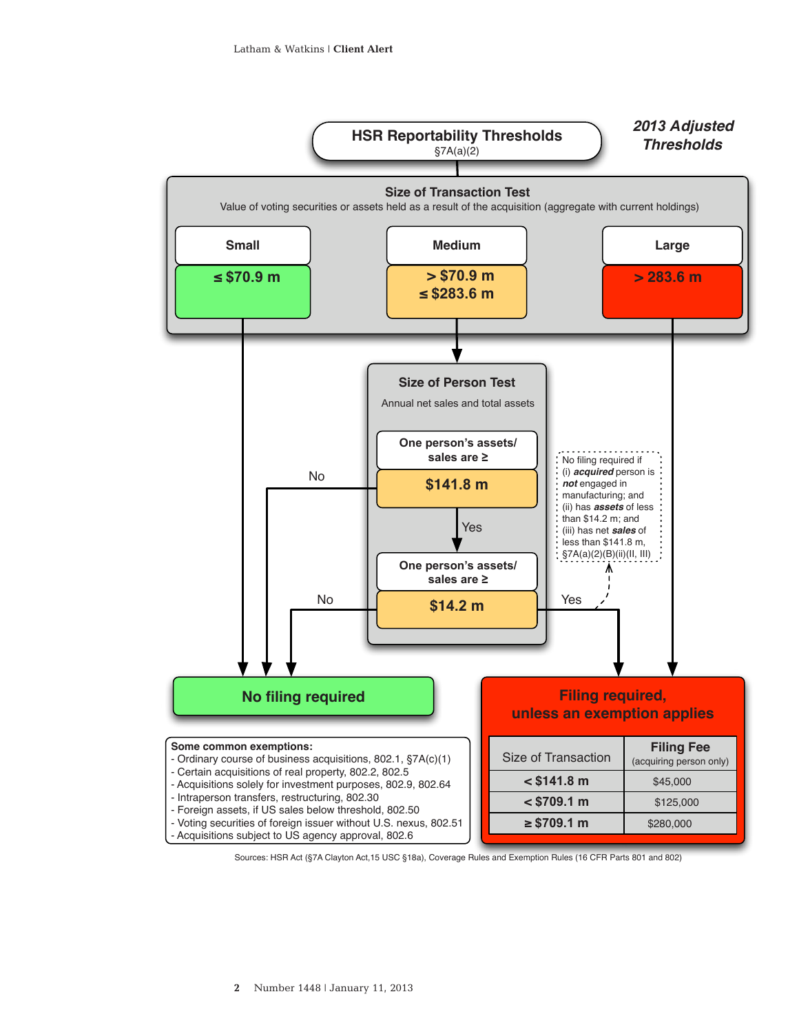## HSR Reportability Thresholds

§7A(a)(2)

*2013 Adjusted Thresholds*

### Size of Transaction Test

Value of voting securities or assets held as a result of the acquisition (aggregate with current holdings)

| Small | Medium | Large |
|---|---|---|
| ≤ $70.9 m | > $70.9 m ≤ $283.6 m | > 283.6 m |

- Small → No filing required
- Medium → Size of Person Test
- Large → Filing required, unless an exemption applies

### Size of Person Test

Annual net sales and total assets

**One person's assets/ sales are ≥ $141.8 m**

- No → No filing required
- Yes → next test

**One person's assets/ sales are ≥ $14.2 m**

- No → No filing required
- Yes → Filing required, unless an exemption applies

No filing required if (i) ***acquired*** person is ***not*** engaged in manufacturing; and (ii) has ***assets*** of less than $14.2 m; and (iii) has net ***sales*** of less than $141.8 m, §7A(a)(2)(B)(ii)(II, III)

### No filing required

**Some common exemptions:**

- Ordinary course of business acquisitions, 802.1, §7A(c)(1)
- Certain acquisitions of real property, 802.2, 802.5
- Acquisitions solely for investment purposes, 802.9, 802.64
- Intraperson transfers, restructuring, 802.30
- Foreign assets, if US sales below threshold, 802.50
- Voting securities of foreign issuer without U.S. nexus, 802.51
- Acquisitions subject to US agency approval, 802.6

### Filing required, unless an exemption applies

| Size of Transaction | Filing Fee (acquiring person only) |
|---|---|
| < $141.8 m | $45,000 |
| < $709.1 m | $125,000 |
| ≥ $709.1 m | $280,000 |

Sources: HSR Act (§7A Clayton Act,15 USC §18a), Coverage Rules and Exemption Rules (16 CFR Parts 801 and 802)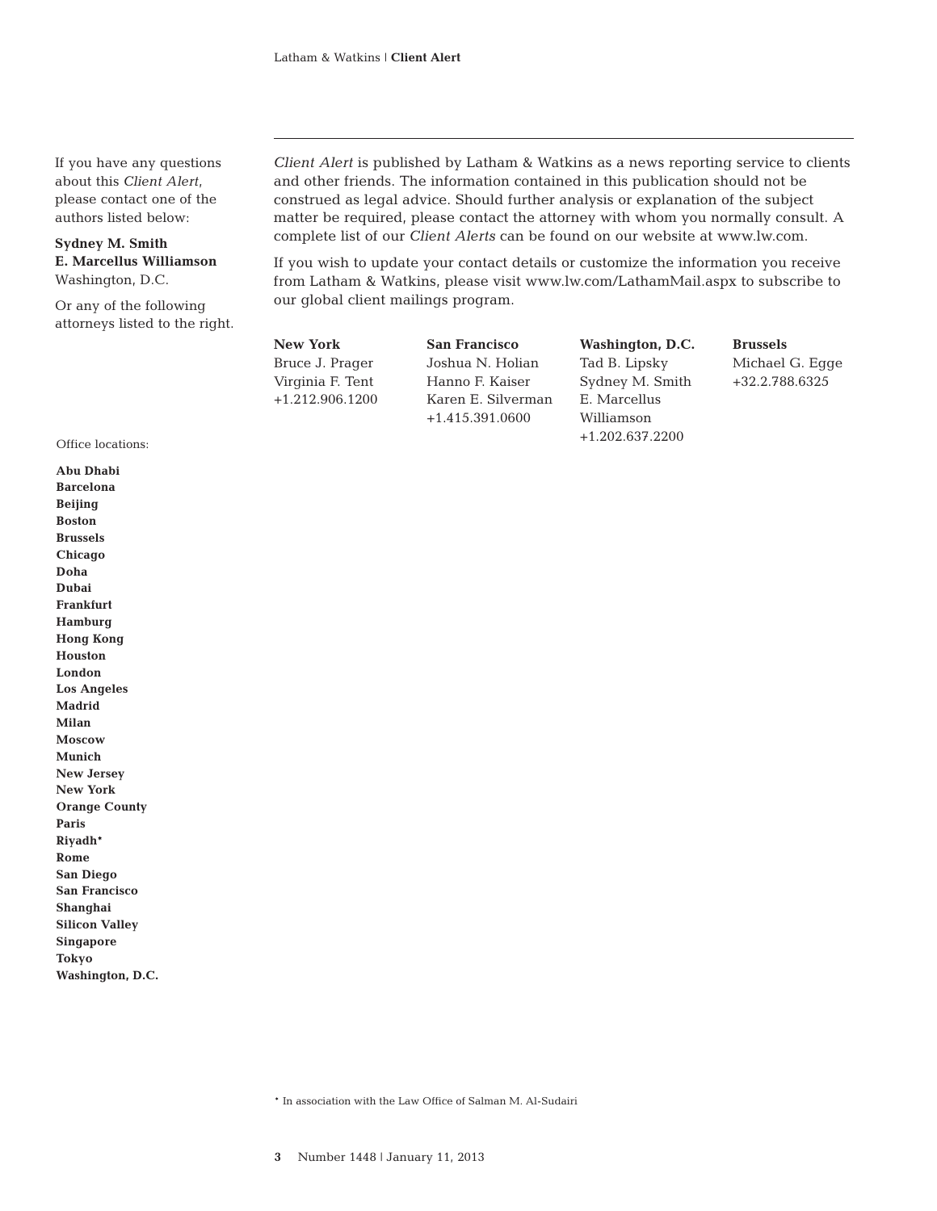If you have any questions about this *Client Alert*, please contact one of the authors listed below:

**Sydney M. Smith**
**E. Marcellus Williamson**
Washington, D.C.

Or any of the following attorneys listed to the right.

*Client Alert* is published by Latham & Watkins as a news reporting service to clients and other friends. The information contained in this publication should not be construed as legal advice. Should further analysis or explanation of the subject matter be required, please contact the attorney with whom you normally consult. A complete list of our *Client Alerts* can be found on our website at www.lw.com.

If you wish to update your contact details or customize the information you receive from Latham & Watkins, please visit www.lw.com/LathamMail.aspx to subscribe to our global client mailings program.

**New York**
Bruce J. Prager
Virginia F. Tent
+1.212.906.1200

**San Francisco**
Joshua N. Holian
Hanno F. Kaiser
Karen E. Silverman
+1.415.391.0600

**Washington, D.C.**
Tad B. Lipsky
Sydney M. Smith
E. Marcellus Williamson
+1.202.637.2200

**Brussels**
Michael G. Egge
+32.2.788.6325

Office locations:

**Abu Dhabi**
**Barcelona**
**Beijing**
**Boston**
**Brussels**
**Chicago**
**Doha**
**Dubai**
**Frankfurt**
**Hamburg**
**Hong Kong**
**Houston**
**London**
**Los Angeles**
**Madrid**
**Milan**
**Moscow**
**Munich**
**New Jersey**
**New York**
**Orange County**
**Paris**
**Riyadh***
**Rome**
**San Diego**
**San Francisco**
**Shanghai**
**Silicon Valley**
**Singapore**
**Tokyo**
**Washington, D.C.**

* In association with the Law Office of Salman M. Al-Sudairi